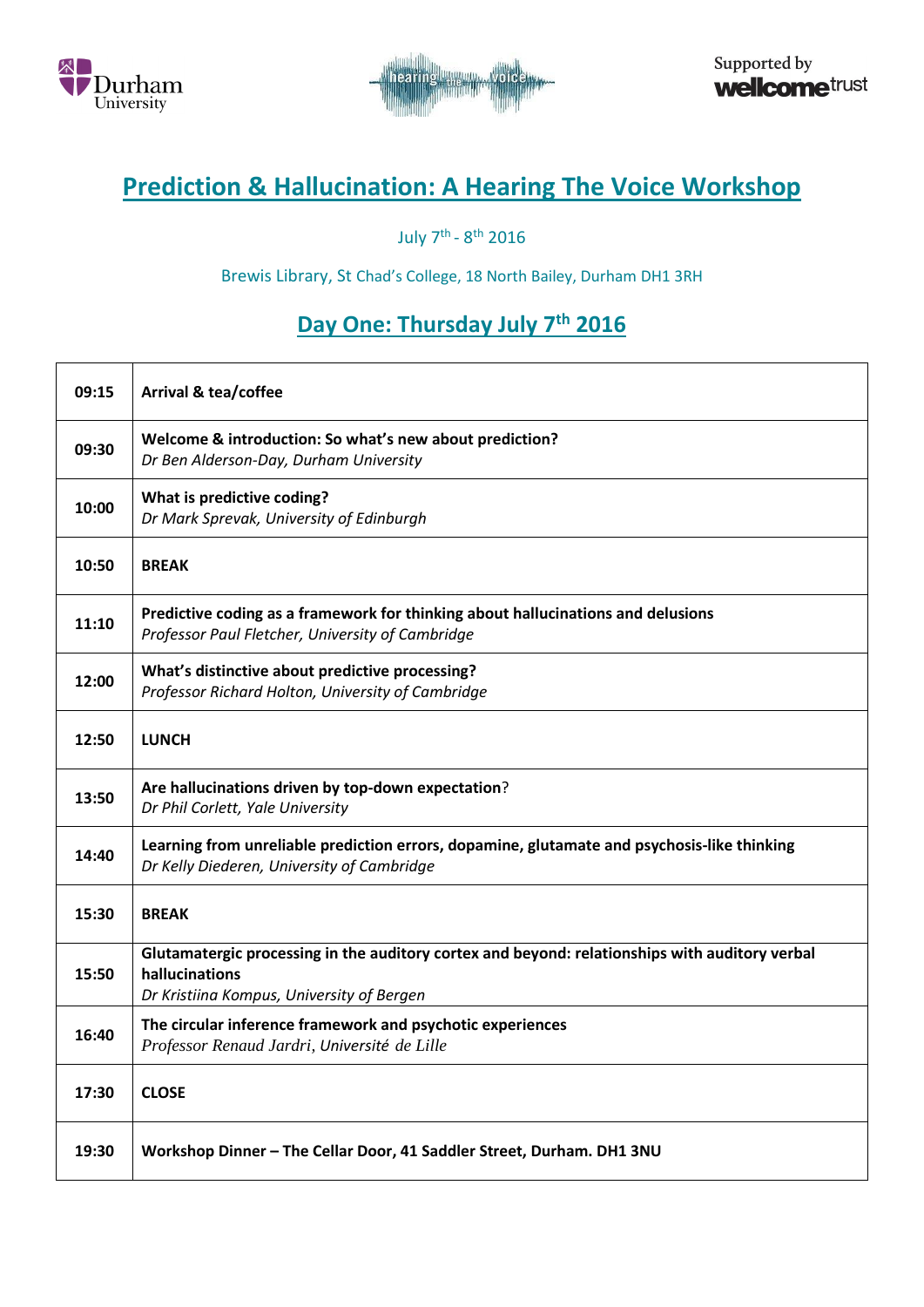Durham University | hearing the voice | Supported by wellcome trust

# Prediction & Hallucination: A Hearing The Voice Workshop

July 7th - 8th 2016

Brewis Library, St Chad's College, 18 North Bailey, Durham DH1 3RH

## Day One: Thursday July 7th 2016

| | |
|---|---|
| 09:15 | **Arrival & tea/coffee** |
| 09:30 | **Welcome & introduction: So what's new about prediction?**<br>*Dr Ben Alderson-Day, Durham University* |
| 10:00 | **What is predictive coding?**<br>*Dr Mark Sprevak, University of Edinburgh* |
| 10:50 | **BREAK** |
| 11:10 | **Predictive coding as a framework for thinking about hallucinations and delusions**<br>*Professor Paul Fletcher, University of Cambridge* |
| 12:00 | **What's distinctive about predictive processing?**<br>*Professor Richard Holton, University of Cambridge* |
| 12:50 | **LUNCH** |
| 13:50 | **Are hallucinations driven by top-down expectation**?<br>*Dr Phil Corlett, Yale University* |
| 14:40 | **Learning from unreliable prediction errors, dopamine, glutamate and psychosis-like thinking**<br>*Dr Kelly Diederen, University of Cambridge* |
| 15:30 | **BREAK** |
| 15:50 | **Glutamatergic processing in the auditory cortex and beyond: relationships with auditory verbal hallucinations**<br>*Dr Kristiina Kompus, University of Bergen* |
| 16:40 | **The circular inference framework and psychotic experiences**<br>*Professor Renaud Jardri, Université de Lille* |
| 17:30 | **CLOSE** |
| 19:30 | **Workshop Dinner – The Cellar Door, 41 Saddler Street, Durham. DH1 3NU** |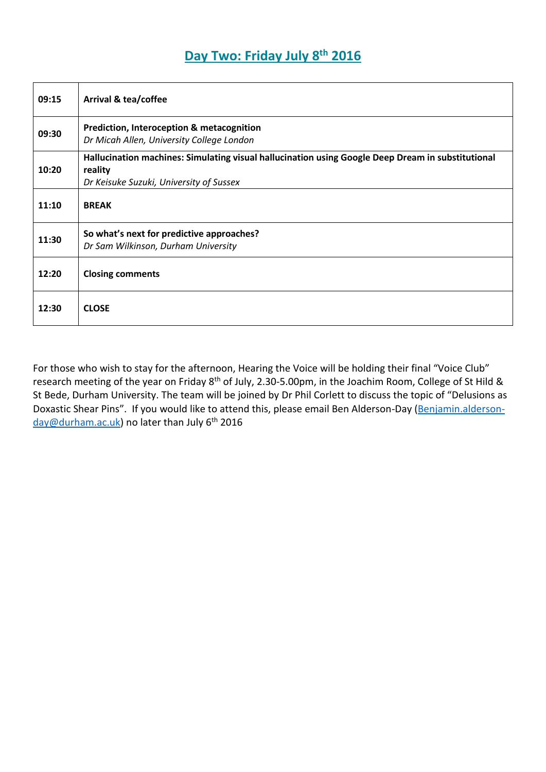## Day Two: Friday July 8th 2016

| | |
|---|---|
| **09:15** | **Arrival & tea/coffee** |
| **09:30** | **Prediction, Interoception & metacognition**<br>*Dr Micah Allen, University College London* |
| **10:20** | **Hallucination machines: Simulating visual hallucination using Google Deep Dream in substitutional reality**<br>*Dr Keisuke Suzuki, University of Sussex* |
| **11:10** | **BREAK** |
| **11:30** | **So what's next for predictive approaches?**<br>*Dr Sam Wilkinson, Durham University* |
| **12:20** | **Closing comments** |
| **12:30** | **CLOSE** |

For those who wish to stay for the afternoon, Hearing the Voice will be holding their final "Voice Club" research meeting of the year on Friday 8th of July, 2.30-5.00pm, in the Joachim Room, College of St Hild & St Bede, Durham University. The team will be joined by Dr Phil Corlett to discuss the topic of "Delusions as Doxastic Shear Pins". If you would like to attend this, please email Ben Alderson-Day (Benjamin.alderson-day@durham.ac.uk) no later than July 6th 2016